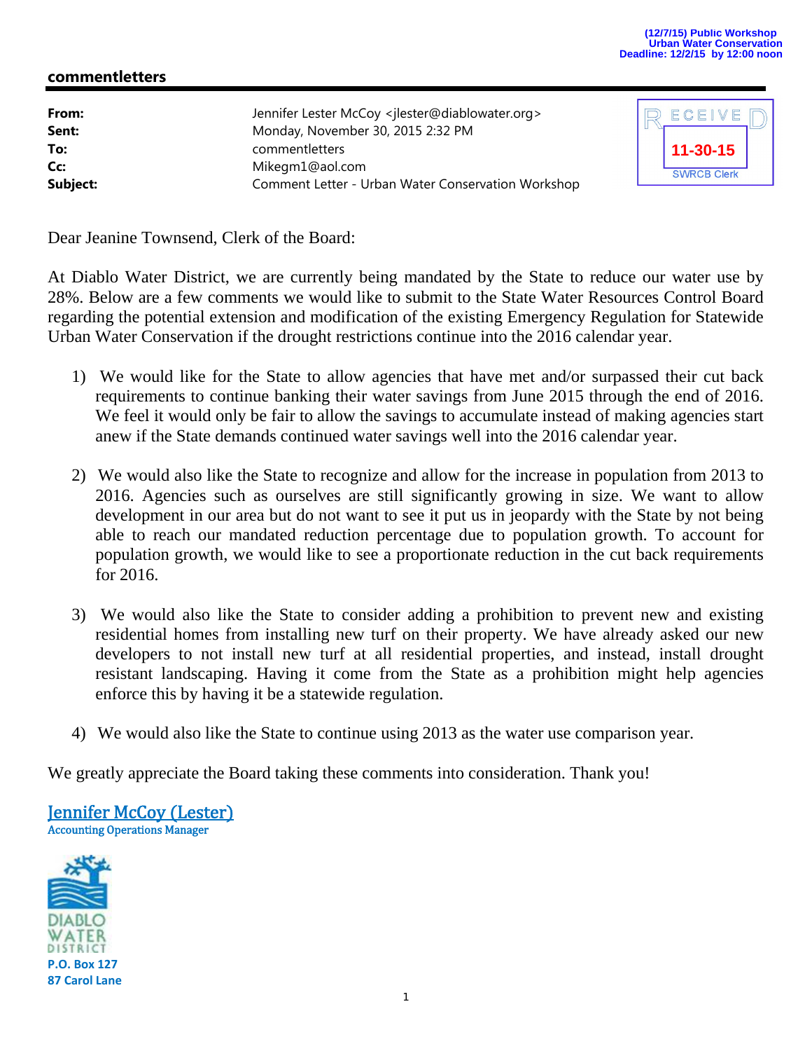(12/7/15) Public Workshop
Urban Water Conservation
Deadline: 12/2/15 by 12:00 noon

## commentletters

| | |
|---|---|
| **From:** | Jennifer Lester McCoy <jlester@diablowater.org> |
| **Sent:** | Monday, November 30, 2015 2:32 PM |
| **To:** | commentletters |
| **Cc:** | Mikegm1@aol.com |
| **Subject:** | Comment Letter - Urban Water Conservation Workshop |

RECEIVED
11-30-15
SWRCB Clerk

Dear Jeanine Townsend, Clerk of the Board:

At Diablo Water District, we are currently being mandated by the State to reduce our water use by 28%. Below are a few comments we would like to submit to the State Water Resources Control Board regarding the potential extension and modification of the existing Emergency Regulation for Statewide Urban Water Conservation if the drought restrictions continue into the 2016 calendar year.

1) We would like for the State to allow agencies that have met and/or surpassed their cut back requirements to continue banking their water savings from June 2015 through the end of 2016. We feel it would only be fair to allow the savings to accumulate instead of making agencies start anew if the State demands continued water savings well into the 2016 calendar year.

2) We would also like the State to recognize and allow for the increase in population from 2013 to 2016. Agencies such as ourselves are still significantly growing in size. We want to allow development in our area but do not want to see it put us in jeopardy with the State by not being able to reach our mandated reduction percentage due to population growth. To account for population growth, we would like to see a proportionate reduction in the cut back requirements for 2016.

3) We would also like the State to consider adding a prohibition to prevent new and existing residential homes from installing new turf on their property. We have already asked our new developers to not install new turf at all residential properties, and instead, install drought resistant landscaping. Having it come from the State as a prohibition might help agencies enforce this by having it be a statewide regulation.

4) We would also like the State to continue using 2013 as the water use comparison year.

We greatly appreciate the Board taking these comments into consideration. Thank you!

Jennifer McCoy (Lester)
Accounting Operations Manager

DIABLO WATER DISTRICT
P.O. Box 127
87 Carol Lane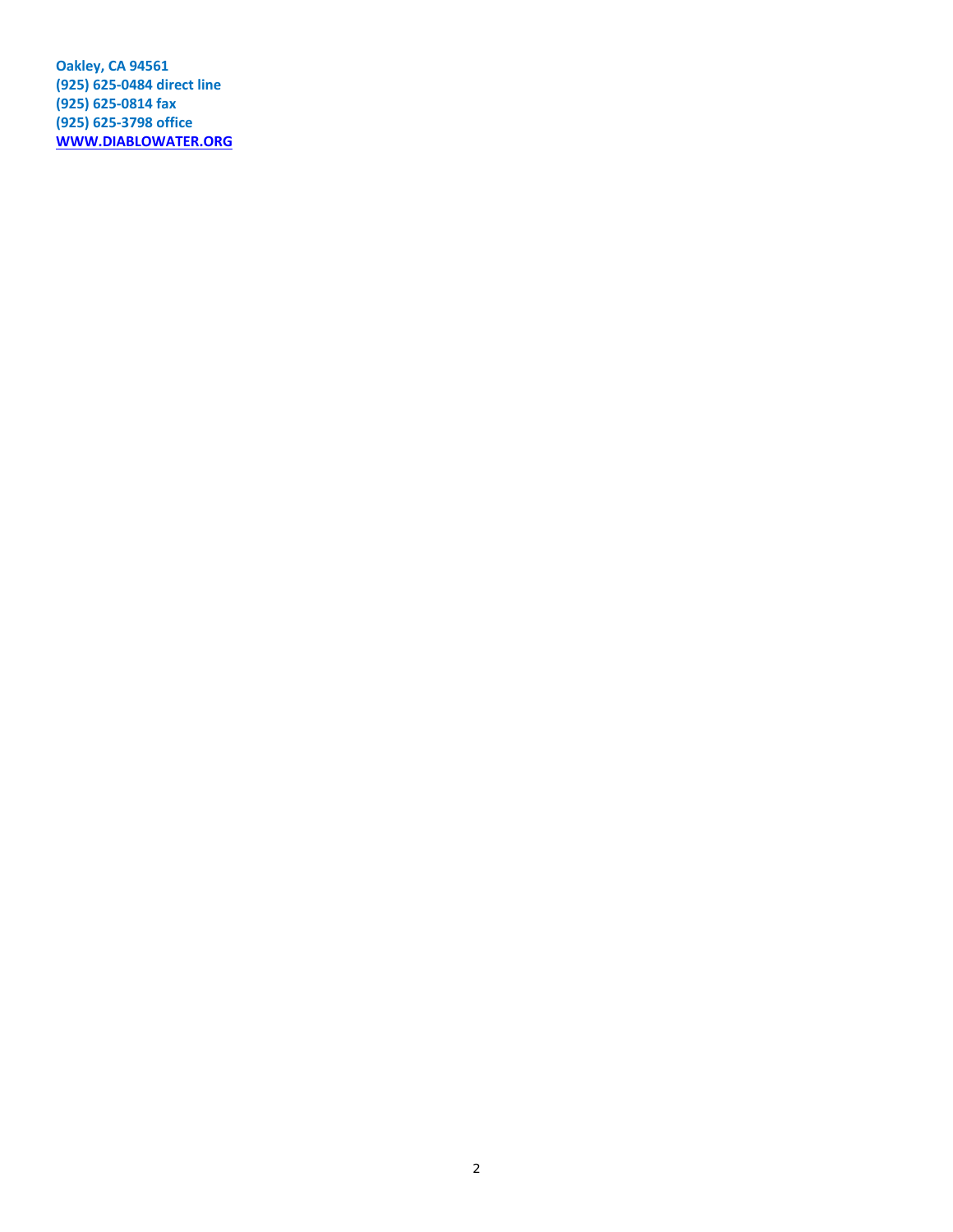**Oakley, CA 94561**
**(925) 625-0484 direct line**
**(925) 625-0814 fax**
**(925) 625-3798 office**
**[WWW.DIABLOWATER.ORG](http://WWW.DIABLOWATER.ORG)**